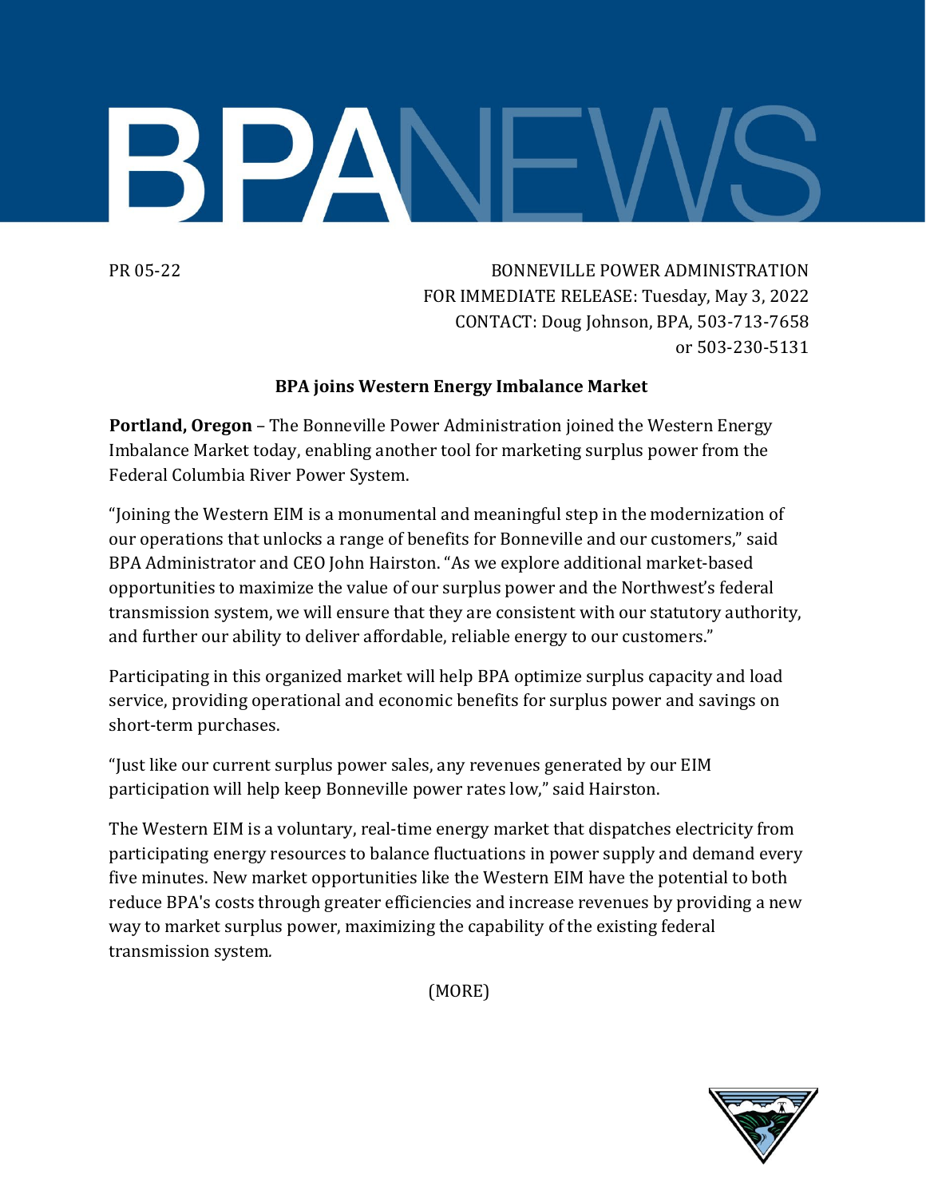# BPANEWS

PR 05-22

BONNEVILLE POWER ADMINISTRATION
FOR IMMEDIATE RELEASE: Tuesday, May 3, 2022
CONTACT: Doug Johnson, BPA, 503-713-7658
or 503-230-5131

## BPA joins Western Energy Imbalance Market

**Portland, Oregon** – The Bonneville Power Administration joined the Western Energy Imbalance Market today, enabling another tool for marketing surplus power from the Federal Columbia River Power System.

"Joining the Western EIM is a monumental and meaningful step in the modernization of our operations that unlocks a range of benefits for Bonneville and our customers," said BPA Administrator and CEO John Hairston. "As we explore additional market-based opportunities to maximize the value of our surplus power and the Northwest's federal transmission system, we will ensure that they are consistent with our statutory authority, and further our ability to deliver affordable, reliable energy to our customers."

Participating in this organized market will help BPA optimize surplus capacity and load service, providing operational and economic benefits for surplus power and savings on short-term purchases.

"Just like our current surplus power sales, any revenues generated by our EIM participation will help keep Bonneville power rates low," said Hairston.

The Western EIM is a voluntary, real-time energy market that dispatches electricity from participating energy resources to balance fluctuations in power supply and demand every five minutes. New market opportunities like the Western EIM have the potential to both reduce BPA's costs through greater efficiencies and increase revenues by providing a new way to market surplus power, maximizing the capability of the existing federal transmission system.

(MORE)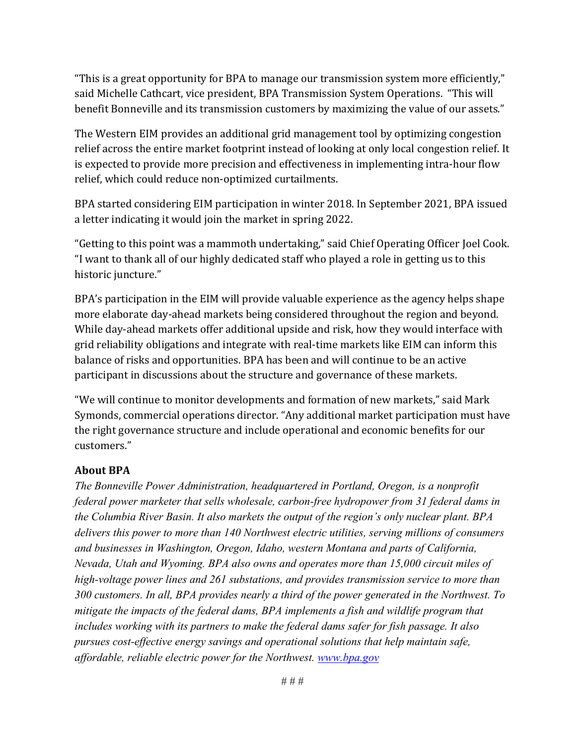"This is a great opportunity for BPA to manage our transmission system more efficiently," said Michelle Cathcart, vice president, BPA Transmission System Operations. "This will benefit Bonneville and its transmission customers by maximizing the value of our assets."

The Western EIM provides an additional grid management tool by optimizing congestion relief across the entire market footprint instead of looking at only local congestion relief. It is expected to provide more precision and effectiveness in implementing intra-hour flow relief, which could reduce non-optimized curtailments.

BPA started considering EIM participation in winter 2018. In September 2021, BPA issued a letter indicating it would join the market in spring 2022.

"Getting to this point was a mammoth undertaking," said Chief Operating Officer Joel Cook. "I want to thank all of our highly dedicated staff who played a role in getting us to this historic juncture."

BPA's participation in the EIM will provide valuable experience as the agency helps shape more elaborate day-ahead markets being considered throughout the region and beyond. While day-ahead markets offer additional upside and risk, how they would interface with grid reliability obligations and integrate with real-time markets like EIM can inform this balance of risks and opportunities. BPA has been and will continue to be an active participant in discussions about the structure and governance of these markets.

"We will continue to monitor developments and formation of new markets," said Mark Symonds, commercial operations director. "Any additional market participation must have the right governance structure and include operational and economic benefits for our customers."

### About BPA

*The Bonneville Power Administration, headquartered in Portland, Oregon, is a nonprofit federal power marketer that sells wholesale, carbon-free hydropower from 31 federal dams in the Columbia River Basin. It also markets the output of the region's only nuclear plant. BPA delivers this power to more than 140 Northwest electric utilities, serving millions of consumers and businesses in Washington, Oregon, Idaho, western Montana and parts of California, Nevada, Utah and Wyoming. BPA also owns and operates more than 15,000 circuit miles of high-voltage power lines and 261 substations, and provides transmission service to more than 300 customers. In all, BPA provides nearly a third of the power generated in the Northwest. To mitigate the impacts of the federal dams, BPA implements a fish and wildlife program that includes working with its partners to make the federal dams safer for fish passage. It also pursues cost-effective energy savings and operational solutions that help maintain safe, affordable, reliable electric power for the Northwest. [www.bpa.gov](http://www.bpa.gov)*

# # #